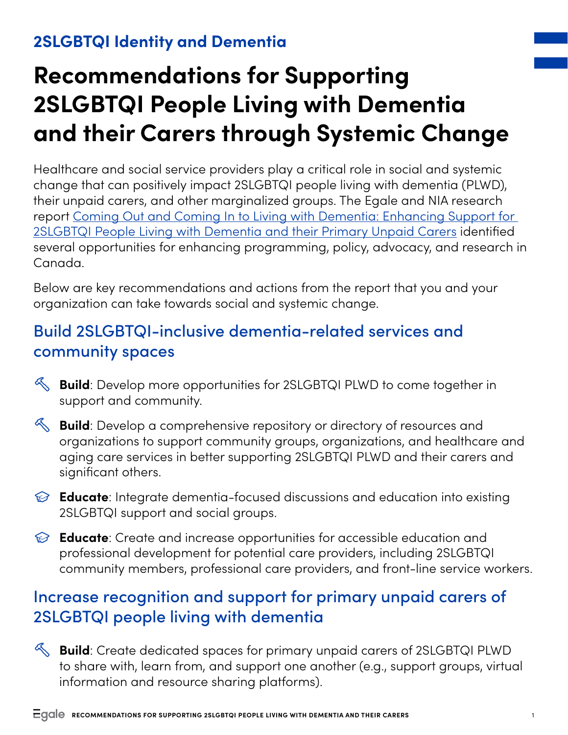**2SLGBTQI Identity and Dementia**

# Recommendations for Supporting 2SLGBTQI People Living with Dementia and their Carers through Systemic Change

Healthcare and social service providers play a critical role in social and systemic change that can positively impact 2SLGBTQI people living with dementia (PLWD), their unpaid carers, and other marginalized groups. The Egale and NIA research report [Coming Out and Coming In to Living with Dementia: Enhancing Support for 2SLGBTQI People Living with Dementia and their Primary Unpaid Carers]() identified several opportunities for enhancing programming, policy, advocacy, and research in Canada.

Below are key recommendations and actions from the report that you and your organization can take towards social and systemic change.

## Build 2SLGBTQI-inclusive dementia-related services and community spaces

- **Build**: Develop more opportunities for 2SLGBTQI PLWD to come together in support and community.
- **Build**: Develop a comprehensive repository or directory of resources and organizations to support community groups, organizations, and healthcare and aging care services in better supporting 2SLGBTQI PLWD and their carers and significant others.
- **Educate**: Integrate dementia-focused discussions and education into existing 2SLGBTQI support and social groups.
- **Educate**: Create and increase opportunities for accessible education and professional development for potential care providers, including 2SLGBTQI community members, professional care providers, and front-line service workers.

## Increase recognition and support for primary unpaid carers of 2SLGBTQI people living with dementia

- **Build**: Create dedicated spaces for primary unpaid carers of 2SLGBTQI PLWD to share with, learn from, and support one another (e.g., support groups, virtual information and resource sharing platforms).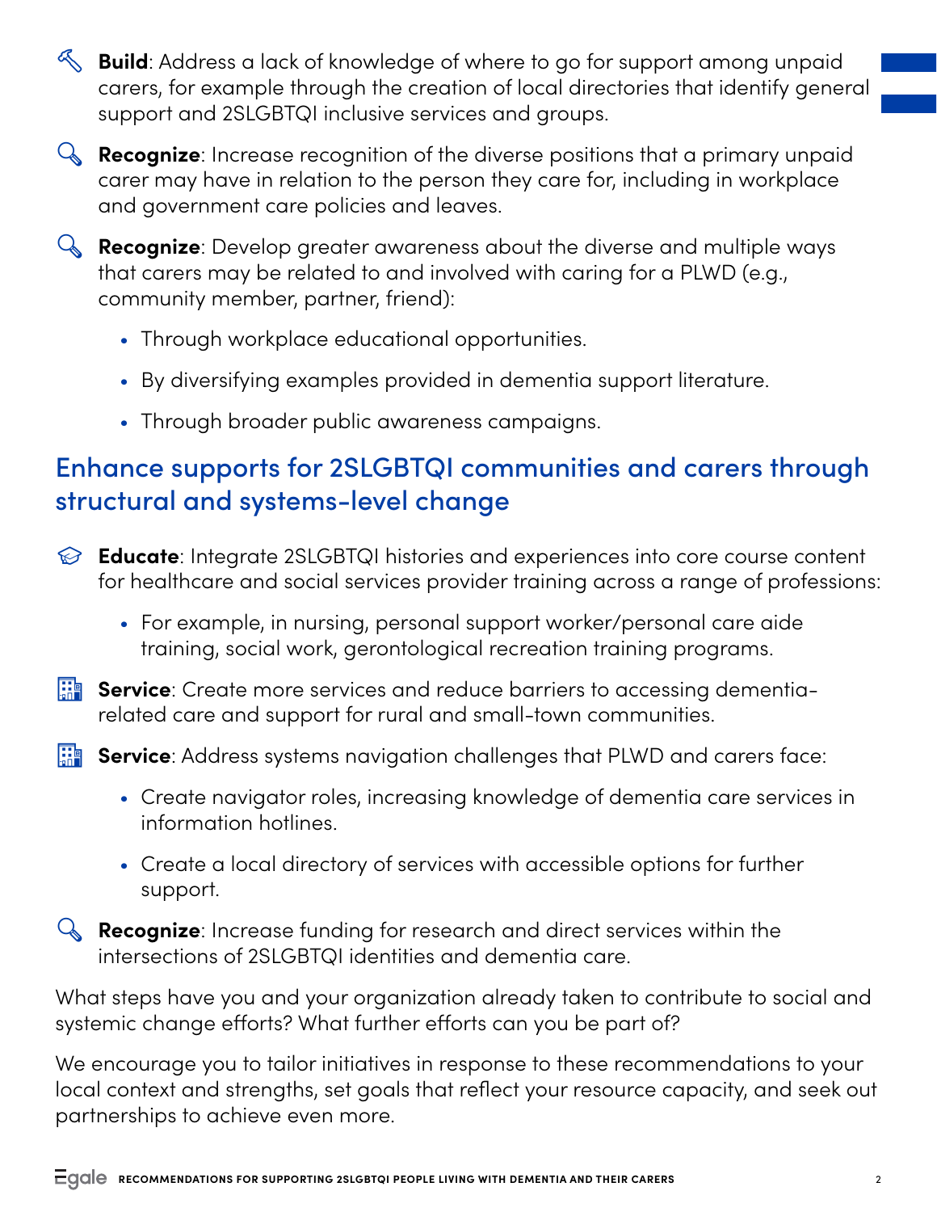**Build**: Address a lack of knowledge of where to go for support among unpaid carers, for example through the creation of local directories that identify general support and 2SLGBTQI inclusive services and groups.

**Recognize**: Increase recognition of the diverse positions that a primary unpaid carer may have in relation to the person they care for, including in workplace and government care policies and leaves.

**Recognize**: Develop greater awareness about the diverse and multiple ways that carers may be related to and involved with caring for a PLWD (e.g., community member, partner, friend):

- Through workplace educational opportunities.
- By diversifying examples provided in dementia support literature.
- Through broader public awareness campaigns.

## Enhance supports for 2SLGBTQI communities and carers through structural and systems-level change

**Educate**: Integrate 2SLGBTQI histories and experiences into core course content for healthcare and social services provider training across a range of professions:

- For example, in nursing, personal support worker/personal care aide training, social work, gerontological recreation training programs.

**Service**: Create more services and reduce barriers to accessing dementia-related care and support for rural and small-town communities.

**Service**: Address systems navigation challenges that PLWD and carers face:

- Create navigator roles, increasing knowledge of dementia care services in information hotlines.
- Create a local directory of services with accessible options for further support.

**Recognize**: Increase funding for research and direct services within the intersections of 2SLGBTQI identities and dementia care.

What steps have you and your organization already taken to contribute to social and systemic change efforts? What further efforts can you be part of?

We encourage you to tailor initiatives in response to these recommendations to your local context and strengths, set goals that reflect your resource capacity, and seek out partnerships to achieve even more.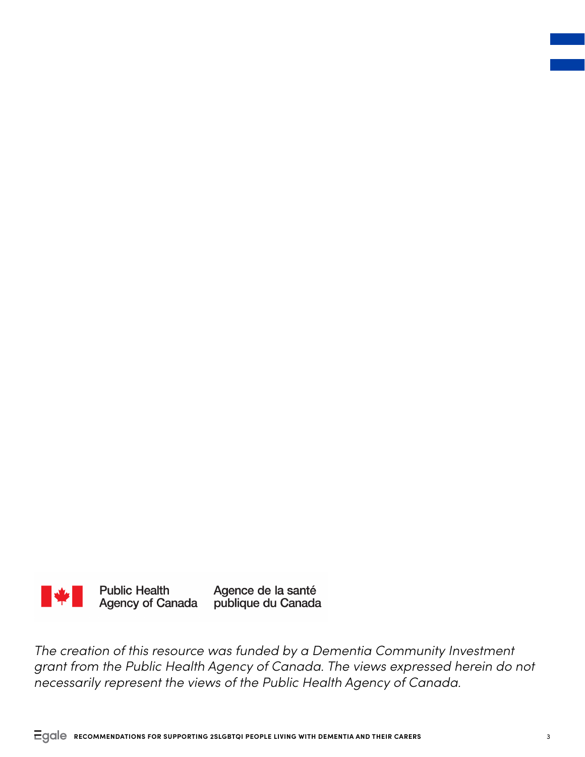Public Health Agency of Canada | Agence de la santé publique du Canada

*The creation of this resource was funded by a Dementia Community Investment grant from the Public Health Agency of Canada. The views expressed herein do not necessarily represent the views of the Public Health Agency of Canada.*